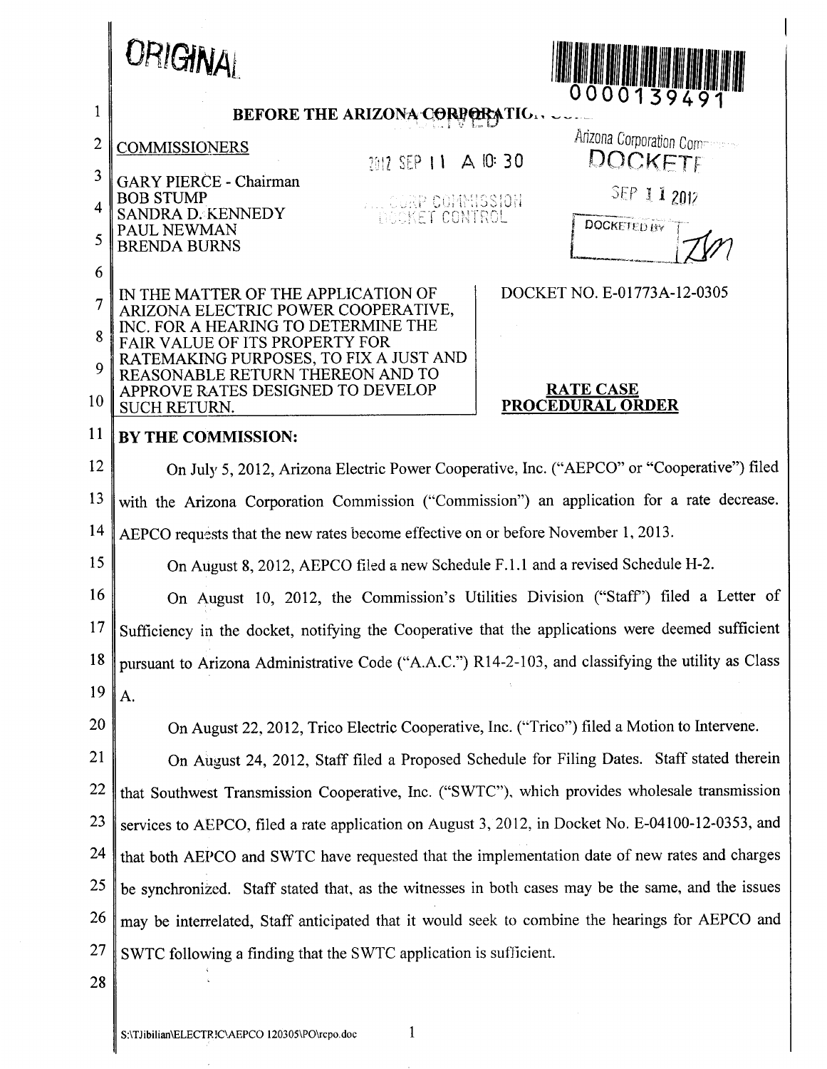ORIGINAL

0000139491

BEFORE THE ARIZONA CORPORATION COMMISSION

Arizona Corporation Commission
DOCKETED

SEP 11 2012

2012 SEP 11 A 10:30

AZ CORP COMMISSION
DOCKET CONTROL

COMMISSIONERS

GARY PIERCE - Chairman
BOB STUMP
SANDRA D. KENNEDY
PAUL NEWMAN
BRENDA BURNS

| IN THE MATTER OF THE APPLICATION OF ARIZONA ELECTRIC POWER COOPERATIVE, INC. FOR A HEARING TO DETERMINE THE FAIR VALUE OF ITS PROPERTY FOR RATEMAKING PURPOSES, TO FIX A JUST AND REASONABLE RETURN THEREON AND TO APPROVE RATES DESIGNED TO DEVELOP SUCH RETURN. | DOCKET NO. E-01773A-12-0305<br><br>**RATE CASE PROCEDURAL ORDER** |
|---|---|

**BY THE COMMISSION:**

On July 5, 2012, Arizona Electric Power Cooperative, Inc. ("AEPCO" or "Cooperative") filed with the Arizona Corporation Commission ("Commission") an application for a rate decrease. AEPCO requests that the new rates become effective on or before November 1, 2013.

On August 8, 2012, AEPCO filed a new Schedule F.1.1 and a revised Schedule H-2.

On August 10, 2012, the Commission's Utilities Division ("Staff") filed a Letter of Sufficiency in the docket, notifying the Cooperative that the applications were deemed sufficient pursuant to Arizona Administrative Code ("A.A.C.") R14-2-103, and classifying the utility as Class A.

On August 22, 2012, Trico Electric Cooperative, Inc. ("Trico") filed a Motion to Intervene.

On August 24, 2012, Staff filed a Proposed Schedule for Filing Dates. Staff stated therein that Southwest Transmission Cooperative, Inc. ("SWTC"), which provides wholesale transmission services to AEPCO, filed a rate application on August 3, 2012, in Docket No. E-04100-12-0353, and that both AEPCO and SWTC have requested that the implementation date of new rates and charges be synchronized. Staff stated that, as the witnesses in both cases may be the same, and the issues may be interrelated, Staff anticipated that it would seek to combine the hearings for AEPCO and SWTC following a finding that the SWTC application is sufficient.

S:\TJibilian\ELECTRIC\AEPCO 120305\PO\rcpo.doc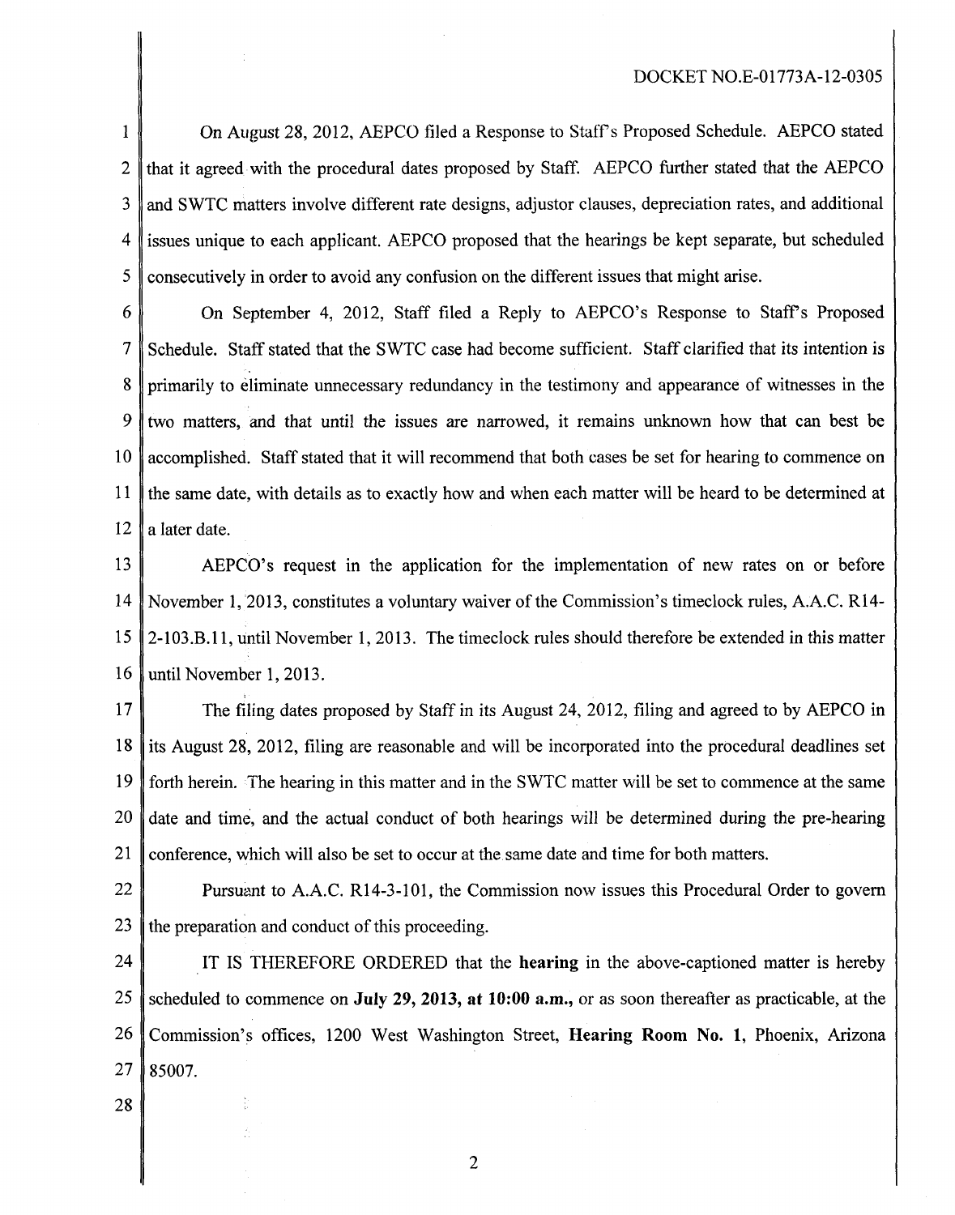On August 28, 2012, AEPCO filed a Response to Staff's Proposed Schedule. AEPCO stated that it agreed with the procedural dates proposed by Staff. AEPCO further stated that the AEPCO and SWTC matters involve different rate designs, adjustor clauses, depreciation rates, and additional issues unique to each applicant. AEPCO proposed that the hearings be kept separate, but scheduled consecutively in order to avoid any confusion on the different issues that might arise.

On September 4, 2012, Staff filed a Reply to AEPCO's Response to Staff's Proposed Schedule. Staff stated that the SWTC case had become sufficient. Staff clarified that its intention is primarily to eliminate unnecessary redundancy in the testimony and appearance of witnesses in the two matters, and that until the issues are narrowed, it remains unknown how that can best be accomplished. Staff stated that it will recommend that both cases be set for hearing to commence on the same date, with details as to exactly how and when each matter will be heard to be determined at a later date.

AEPCO's request in the application for the implementation of new rates on or before November 1, 2013, constitutes a voluntary waiver of the Commission's timeclock rules, A.A.C. R14-2-103.B.11, until November 1, 2013. The timeclock rules should therefore be extended in this matter until November 1, 2013.

The filing dates proposed by Staff in its August 24, 2012, filing and agreed to by AEPCO in its August 28, 2012, filing are reasonable and will be incorporated into the procedural deadlines set forth herein. The hearing in this matter and in the SWTC matter will be set to commence at the same date and time, and the actual conduct of both hearings will be determined during the pre-hearing conference, which will also be set to occur at the same date and time for both matters.

Pursuant to A.A.C. R14-3-101, the Commission now issues this Procedural Order to govern the preparation and conduct of this proceeding.

IT IS THEREFORE ORDERED that the **hearing** in the above-captioned matter is hereby scheduled to commence on **July 29, 2013, at 10:00 a.m.,** or as soon thereafter as practicable, at the Commission's offices, 1200 West Washington Street, **Hearing Room No. 1**, Phoenix, Arizona 85007.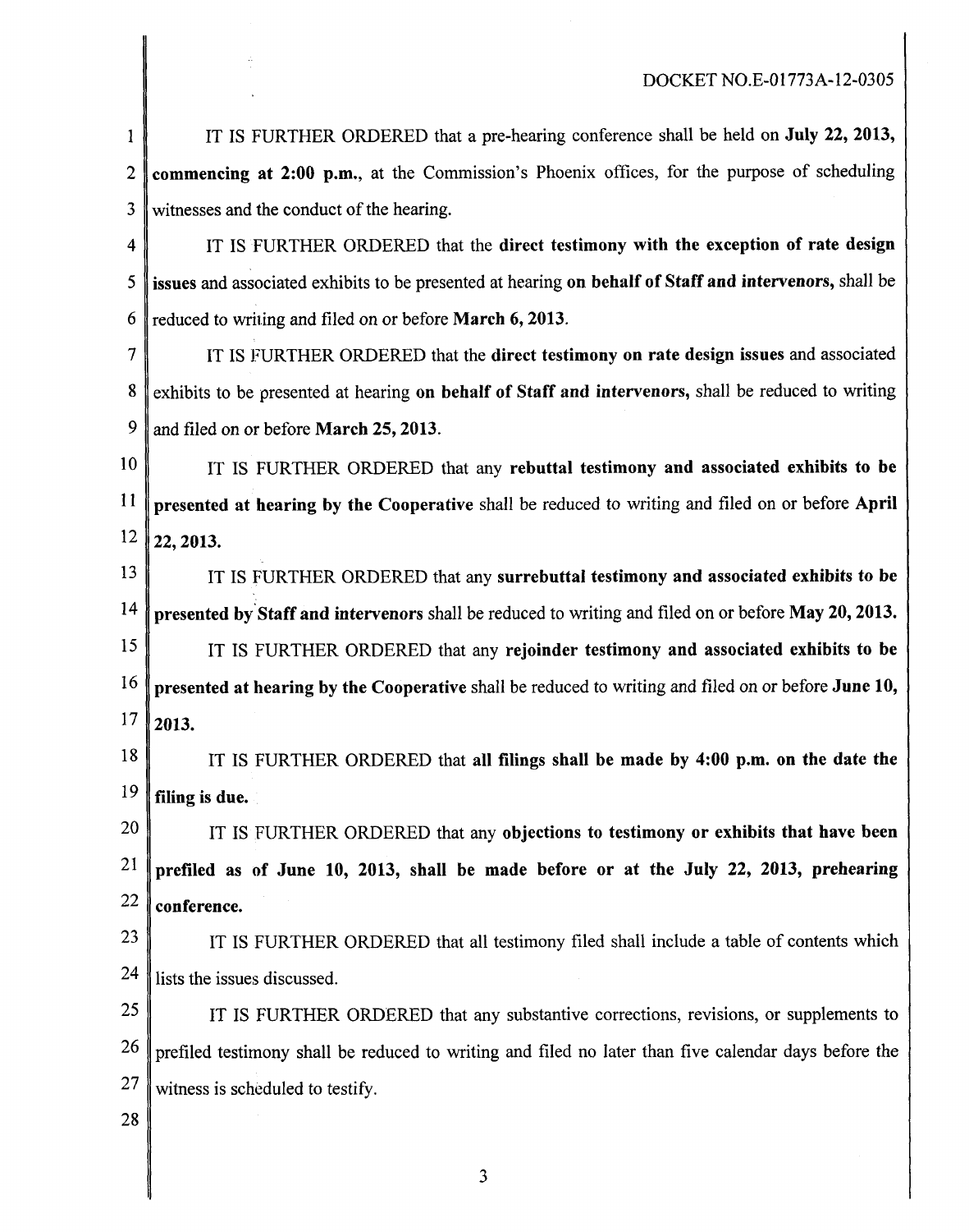DOCKET NO.E-01773A-12-0305

IT IS FURTHER ORDERED that a pre-hearing conference shall be held on **July 22, 2013, commencing at 2:00 p.m.**, at the Commission's Phoenix offices, for the purpose of scheduling witnesses and the conduct of the hearing.

IT IS FURTHER ORDERED that the **direct testimony with the exception of rate design issues** and associated exhibits to be presented at hearing **on behalf of Staff and intervenors,** shall be reduced to writing and filed on or before **March 6, 2013.**

IT IS FURTHER ORDERED that the **direct testimony on rate design issues** and associated exhibits to be presented at hearing **on behalf of Staff and intervenors,** shall be reduced to writing and filed on or before **March 25, 2013.**

IT IS FURTHER ORDERED that any **rebuttal testimony and associated exhibits to be presented at hearing by the Cooperative** shall be reduced to writing and filed on or before **April 22, 2013.**

IT IS FURTHER ORDERED that any **surrebuttal testimony and associated exhibits to be presented by Staff and intervenors** shall be reduced to writing and filed on or before **May 20, 2013.**

IT IS FURTHER ORDERED that any **rejoinder testimony and associated exhibits to be presented at hearing by the Cooperative** shall be reduced to writing and filed on or before **June 10, 2013.**

IT IS FURTHER ORDERED that **all filings shall be made by 4:00 p.m. on the date the filing is due.**

IT IS FURTHER ORDERED that any **objections to testimony or exhibits that have been prefiled as of June 10, 2013, shall be made before or at the July 22, 2013, prehearing conference.**

IT IS FURTHER ORDERED that all testimony filed shall include a table of contents which lists the issues discussed.

IT IS FURTHER ORDERED that any substantive corrections, revisions, or supplements to prefiled testimony shall be reduced to writing and filed no later than five calendar days before the witness is scheduled to testify.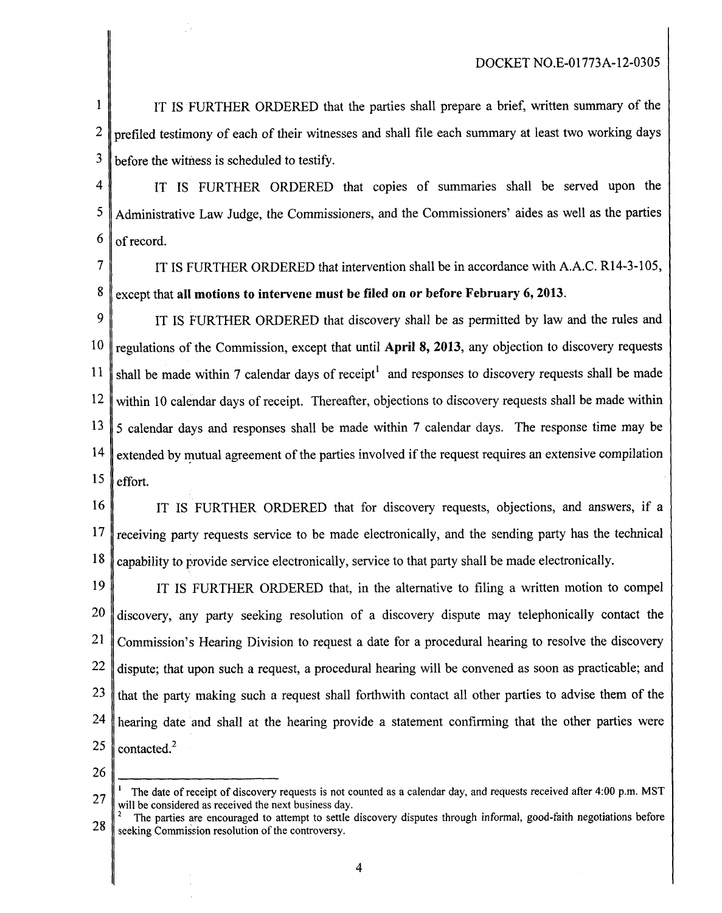IT IS FURTHER ORDERED that the parties shall prepare a brief, written summary of the prefiled testimony of each of their witnesses and shall file each summary at least two working days before the witness is scheduled to testify.

IT IS FURTHER ORDERED that copies of summaries shall be served upon the Administrative Law Judge, the Commissioners, and the Commissioners' aides as well as the parties of record.

IT IS FURTHER ORDERED that intervention shall be in accordance with A.A.C. R14-3-105, except that **all motions to intervene must be filed on or before February 6, 2013**.

IT IS FURTHER ORDERED that discovery shall be as permitted by law and the rules and regulations of the Commission, except that until **April 8, 2013**, any objection to discovery requests shall be made within 7 calendar days of receipt[1] and responses to discovery requests shall be made within 10 calendar days of receipt. Thereafter, objections to discovery requests shall be made within 5 calendar days and responses shall be made within 7 calendar days. The response time may be extended by mutual agreement of the parties involved if the request requires an extensive compilation effort.

IT IS FURTHER ORDERED that for discovery requests, objections, and answers, if a receiving party requests service to be made electronically, and the sending party has the technical capability to provide service electronically, service to that party shall be made electronically.

IT IS FURTHER ORDERED that, in the alternative to filing a written motion to compel discovery, any party seeking resolution of a discovery dispute may telephonically contact the Commission's Hearing Division to request a date for a procedural hearing to resolve the discovery dispute; that upon such a request, a procedural hearing will be convened as soon as practicable; and that the party making such a request shall forthwith contact all other parties to advise them of the hearing date and shall at the hearing provide a statement confirming that the other parties were contacted.[2]

---

[1] The date of receipt of discovery requests is not counted as a calendar day, and requests received after 4:00 p.m. MST will be considered as received the next business day.

[2] The parties are encouraged to attempt to settle discovery disputes through informal, good-faith negotiations before seeking Commission resolution of the controversy.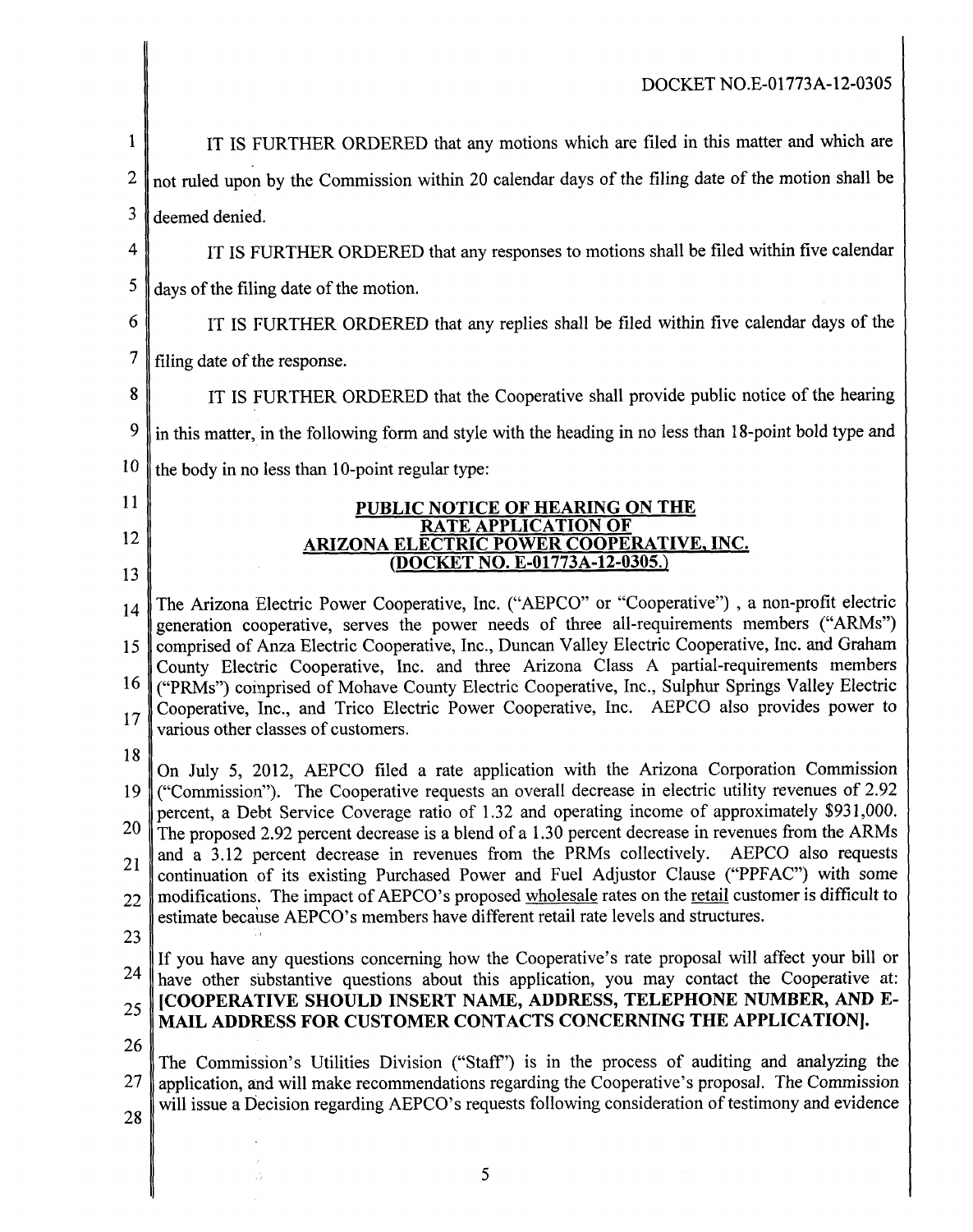IT IS FURTHER ORDERED that any motions which are filed in this matter and which are not ruled upon by the Commission within 20 calendar days of the filing date of the motion shall be deemed denied.

IT IS FURTHER ORDERED that any responses to motions shall be filed within five calendar days of the filing date of the motion.

IT IS FURTHER ORDERED that any replies shall be filed within five calendar days of the filing date of the response.

IT IS FURTHER ORDERED that the Cooperative shall provide public notice of the hearing in this matter, in the following form and style with the heading in no less than 18-point bold type and the body in no less than 10-point regular type:

**PUBLIC NOTICE OF HEARING ON THE RATE APPLICATION OF ARIZONA ELECTRIC POWER COOPERATIVE, INC. (DOCKET NO. E-01773A-12-0305.)**

The Arizona Electric Power Cooperative, Inc. ("AEPCO" or "Cooperative") , a non-profit electric generation cooperative, serves the power needs of three all-requirements members ("ARMs") comprised of Anza Electric Cooperative, Inc., Duncan Valley Electric Cooperative, Inc. and Graham County Electric Cooperative, Inc. and three Arizona Class A partial-requirements members ("PRMs") comprised of Mohave County Electric Cooperative, Inc., Sulphur Springs Valley Electric Cooperative, Inc., and Trico Electric Power Cooperative, Inc. AEPCO also provides power to various other classes of customers.

On July 5, 2012, AEPCO filed a rate application with the Arizona Corporation Commission ("Commission"). The Cooperative requests an overall decrease in electric utility revenues of 2.92 percent, a Debt Service Coverage ratio of 1.32 and operating income of approximately $931,000. The proposed 2.92 percent decrease is a blend of a 1.30 percent decrease in revenues from the ARMs and a 3.12 percent decrease in revenues from the PRMs collectively. AEPCO also requests continuation of its existing Purchased Power and Fuel Adjustor Clause ("PPFAC") with some modifications. The impact of AEPCO's proposed wholesale rates on the retail customer is difficult to estimate because AEPCO's members have different retail rate levels and structures.

If you have any questions concerning how the Cooperative's rate proposal will affect your bill or have other substantive questions about this application, you may contact the Cooperative at: **[COOPERATIVE SHOULD INSERT NAME, ADDRESS, TELEPHONE NUMBER, AND E-MAIL ADDRESS FOR CUSTOMER CONTACTS CONCERNING THE APPLICATION].**

The Commission's Utilities Division ("Staff") is in the process of auditing and analyzing the application, and will make recommendations regarding the Cooperative's proposal. The Commission will issue a Decision regarding AEPCO's requests following consideration of testimony and evidence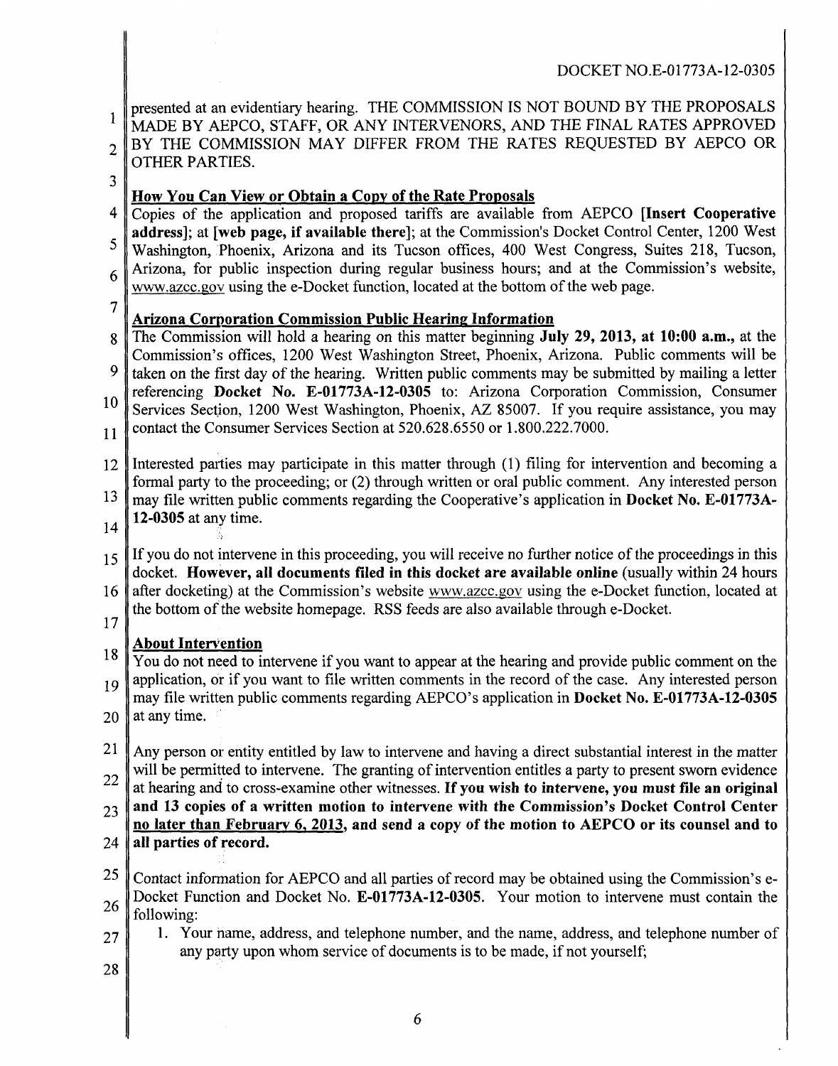presented at an evidentiary hearing. THE COMMISSION IS NOT BOUND BY THE PROPOSALS MADE BY AEPCO, STAFF, OR ANY INTERVENORS, AND THE FINAL RATES APPROVED BY THE COMMISSION MAY DIFFER FROM THE RATES REQUESTED BY AEPCO OR OTHER PARTIES.

**How You Can View or Obtain a Copy of the Rate Proposals**

Copies of the application and proposed tariffs are available from AEPCO **[Insert Cooperative address]**; at **[web page, if available there]**; at the Commission's Docket Control Center, 1200 West Washington, Phoenix, Arizona and its Tucson offices, 400 West Congress, Suites 218, Tucson, Arizona, for public inspection during regular business hours; and at the Commission's website, www.azcc.gov using the e-Docket function, located at the bottom of the web page.

**Arizona Corporation Commission Public Hearing Information**

The Commission will hold a hearing on this matter beginning **July 29, 2013, at 10:00 a.m.**, at the Commission's offices, 1200 West Washington Street, Phoenix, Arizona. Public comments will be taken on the first day of the hearing. Written public comments may be submitted by mailing a letter referencing **Docket No. E-01773A-12-0305** to: Arizona Corporation Commission, Consumer Services Section, 1200 West Washington, Phoenix, AZ 85007. If you require assistance, you may contact the Consumer Services Section at 520.628.6550 or 1.800.222.7000.

Interested parties may participate in this matter through (1) filing for intervention and becoming a formal party to the proceeding; or (2) through written or oral public comment. Any interested person may file written public comments regarding the Cooperative's application in **Docket No. E-01773A-12-0305** at any time.

If you do not intervene in this proceeding, you will receive no further notice of the proceedings in this docket. **However, all documents filed in this docket are available online** (usually within 24 hours after docketing) at the Commission's website www.azcc.gov using the e-Docket function, located at the bottom of the website homepage. RSS feeds are also available through e-Docket.

**About Intervention**

You do not need to intervene if you want to appear at the hearing and provide public comment on the application, or if you want to file written comments in the record of the case. Any interested person may file written public comments regarding AEPCO's application in **Docket No. E-01773A-12-0305** at any time.

Any person or entity entitled by law to intervene and having a direct substantial interest in the matter will be permitted to intervene. The granting of intervention entitles a party to present sworn evidence at hearing and to cross-examine other witnesses. **If you wish to intervene, you must file an original and 13 copies of a written motion to intervene with the Commission's Docket Control Center no later than February 6, 2013, and send a copy of the motion to AEPCO or its counsel and to all parties of record.**

Contact information for AEPCO and all parties of record may be obtained using the Commission's e-Docket Function and Docket No. **E-01773A-12-0305**. Your motion to intervene must contain the following:

1. Your name, address, and telephone number, and the name, address, and telephone number of any party upon whom service of documents is to be made, if not yourself;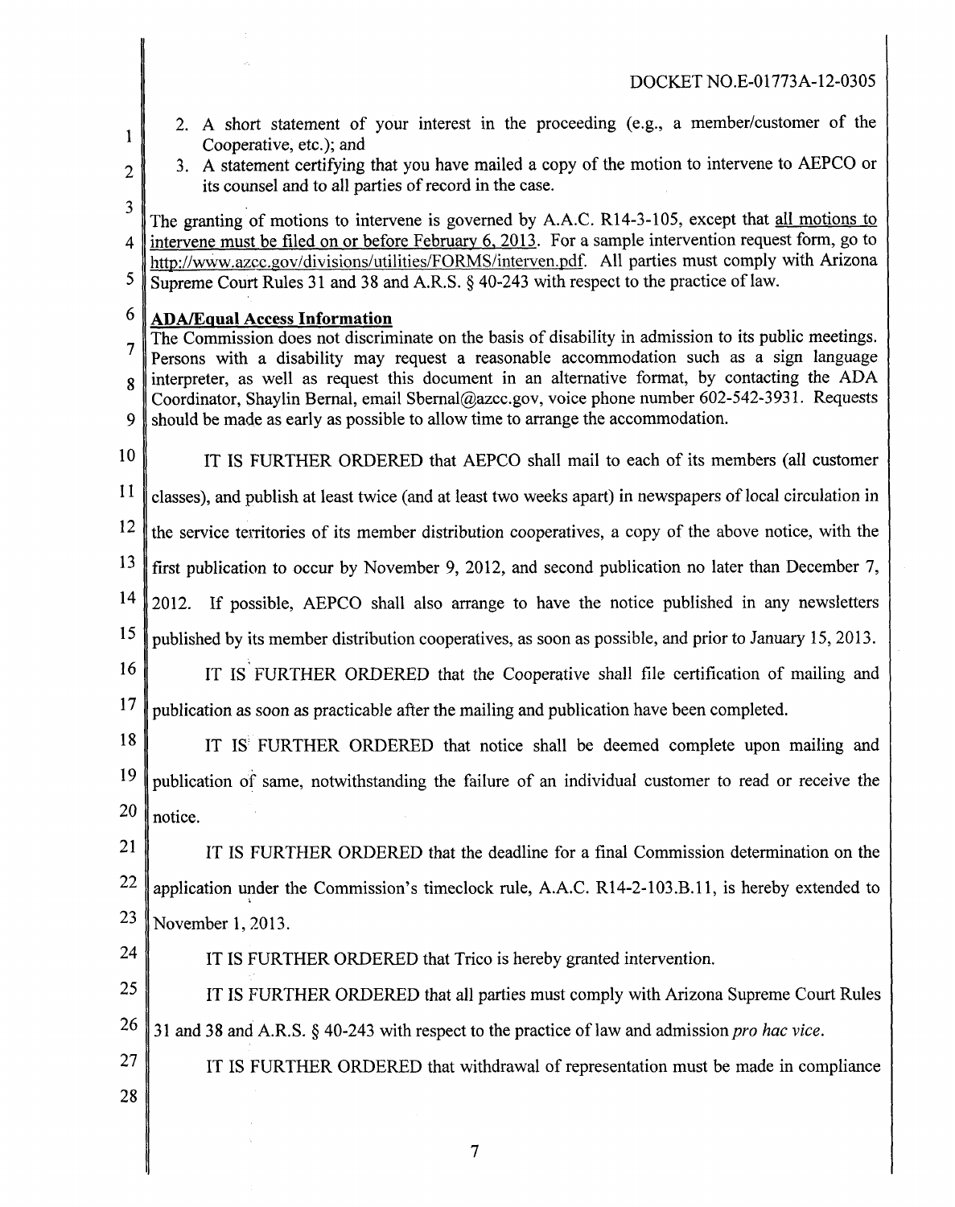2. A short statement of your interest in the proceeding (e.g., a member/customer of the Cooperative, etc.); and
3. A statement certifying that you have mailed a copy of the motion to intervene to AEPCO or its counsel and to all parties of record in the case.

The granting of motions to intervene is governed by A.A.C. R14-3-105, except that all motions to intervene must be filed on or before February 6, 2013. For a sample intervention request form, go to http://www.azcc.gov/divisions/utilities/FORMS/interven.pdf. All parties must comply with Arizona Supreme Court Rules 31 and 38 and A.R.S. § 40-243 with respect to the practice of law.

**ADA/Equal Access Information**

The Commission does not discriminate on the basis of disability in admission to its public meetings. Persons with a disability may request a reasonable accommodation such as a sign language interpreter, as well as request this document in an alternative format, by contacting the ADA Coordinator, Shaylin Bernal, email Sbernal@azcc.gov, voice phone number 602-542-3931. Requests should be made as early as possible to allow time to arrange the accommodation.

IT IS FURTHER ORDERED that AEPCO shall mail to each of its members (all customer classes), and publish at least twice (and at least two weeks apart) in newspapers of local circulation in the service territories of its member distribution cooperatives, a copy of the above notice, with the first publication to occur by November 9, 2012, and second publication no later than December 7, 2012. If possible, AEPCO shall also arrange to have the notice published in any newsletters published by its member distribution cooperatives, as soon as possible, and prior to January 15, 2013.

IT IS FURTHER ORDERED that the Cooperative shall file certification of mailing and publication as soon as practicable after the mailing and publication have been completed.

IT IS FURTHER ORDERED that notice shall be deemed complete upon mailing and publication of same, notwithstanding the failure of an individual customer to read or receive the notice.

IT IS FURTHER ORDERED that the deadline for a final Commission determination on the application under the Commission's timeclock rule, A.A.C. R14-2-103.B.11, is hereby extended to November 1, 2013.

IT IS FURTHER ORDERED that Trico is hereby granted intervention.

IT IS FURTHER ORDERED that all parties must comply with Arizona Supreme Court Rules 31 and 38 and A.R.S. § 40-243 with respect to the practice of law and admission *pro hac vice*.

IT IS FURTHER ORDERED that withdrawal of representation must be made in compliance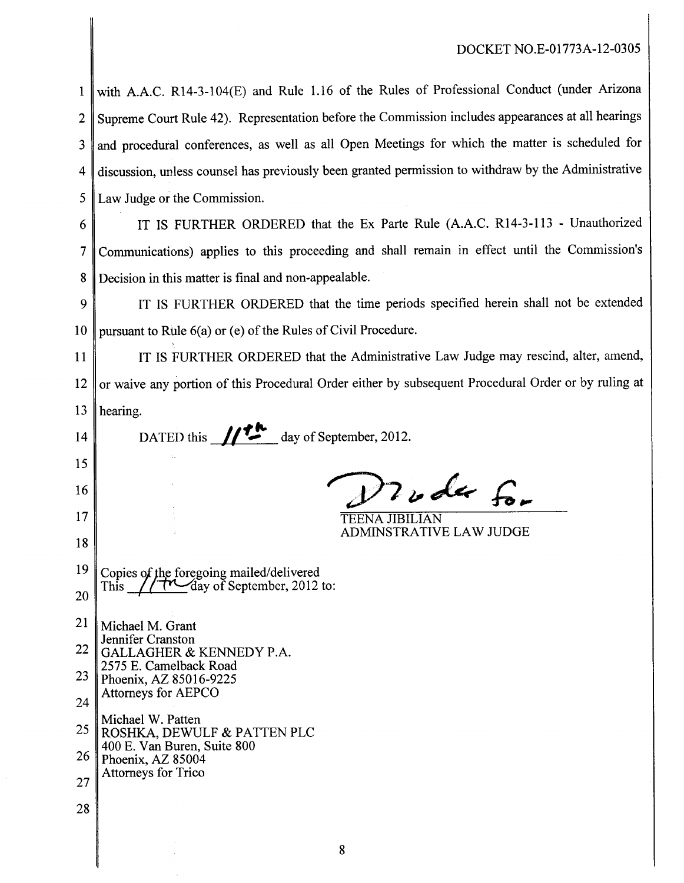with A.A.C. R14-3-104(E) and Rule 1.16 of the Rules of Professional Conduct (under Arizona Supreme Court Rule 42). Representation before the Commission includes appearances at all hearings and procedural conferences, as well as all Open Meetings for which the matter is scheduled for discussion, unless counsel has previously been granted permission to withdraw by the Administrative Law Judge or the Commission.

IT IS FURTHER ORDERED that the Ex Parte Rule (A.A.C. R14-3-113 - Unauthorized Communications) applies to this proceeding and shall remain in effect until the Commission's Decision in this matter is final and non-appealable.

IT IS FURTHER ORDERED that the time periods specified herein shall not be extended pursuant to Rule 6(a) or (e) of the Rules of Civil Procedure.

IT IS FURTHER ORDERED that the Administrative Law Judge may rescind, alter, amend, or waive any portion of this Procedural Order either by subsequent Procedural Order or by ruling at hearing.

DATED this 11th day of September, 2012.

TEENA JIBILIAN
ADMINSTRATIVE LAW JUDGE

Copies of the foregoing mailed/delivered
This 11th day of September, 2012 to:

Michael M. Grant
Jennifer Cranston
GALLAGHER & KENNEDY P.A.
2575 E. Camelback Road
Phoenix, AZ 85016-9225
Attorneys for AEPCO

Michael W. Patten
ROSHKA, DEWULF & PATTEN PLC
400 E. Van Buren, Suite 800
Phoenix, AZ 85004
Attorneys for Trico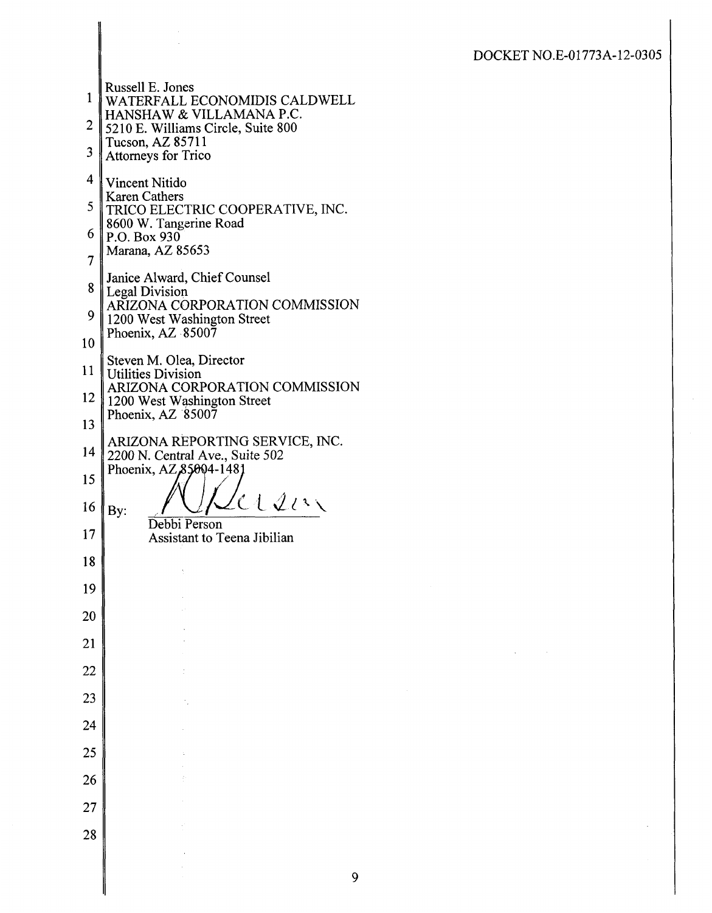DOCKET NO.E-01773A-12-0305

Russell E. Jones
WATERFALL ECONOMIDIS CALDWELL
HANSHAW & VILLAMANA P.C.
5210 E. Williams Circle, Suite 800
Tucson, AZ 85711
Attorneys for Trico

Vincent Nitido
Karen Cathers
TRICO ELECTRIC COOPERATIVE, INC.
8600 W. Tangerine Road
P.O. Box 930
Marana, AZ 85653

Janice Alward, Chief Counsel
Legal Division
ARIZONA CORPORATION COMMISSION
1200 West Washington Street
Phoenix, AZ 85007

Steven M. Olea, Director
Utilities Division
ARIZONA CORPORATION COMMISSION
1200 West Washington Street
Phoenix, AZ 85007

ARIZONA REPORTING SERVICE, INC.
2200 N. Central Ave., Suite 502
Phoenix, AZ 85004-1481

By: ______________________
Debbi Person
Assistant to Teena Jibilian